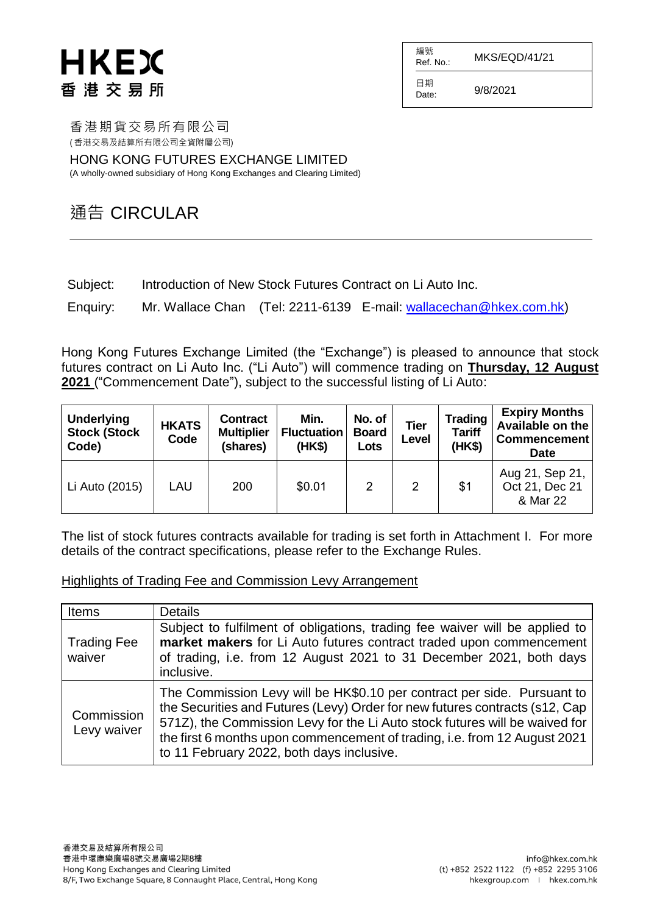# HKEX 香港交易所

| 編號 Ref. No.: | MKS/EQD/41/21 |
|---|---|
| 日期 Date: | 9/8/2021 |

香港期貨交易所有限公司
(香港交易及結算所有限公司全資附屬公司)

HONG KONG FUTURES EXCHANGE LIMITED
(A wholly-owned subsidiary of Hong Kong Exchanges and Clearing Limited)

## 通告 CIRCULAR

Subject: Introduction of New Stock Futures Contract on Li Auto Inc.

Enquiry: Mr. Wallace Chan (Tel: 2211-6139 E-mail: wallacechan@hkex.com.hk)

Hong Kong Futures Exchange Limited (the "Exchange") is pleased to announce that stock futures contract on Li Auto Inc. ("Li Auto") will commence trading on **Thursday, 12 August 2021** ("Commencement Date"), subject to the successful listing of Li Auto:

| Underlying Stock (Stock Code) | HKATS Code | Contract Multiplier (shares) | Min. Fluctuation (HK$) | No. of Board Lots | Tier Level | Trading Tariff (HK$) | Expiry Months Available on the Commencement Date |
|---|---|---|---|---|---|---|---|
| Li Auto (2015) | LAU | 200 | $0.01 | 2 | 2 | $1 | Aug 21, Sep 21, Oct 21, Dec 21 & Mar 22 |

The list of stock futures contracts available for trading is set forth in Attachment I. For more details of the contract specifications, please refer to the Exchange Rules.

Highlights of Trading Fee and Commission Levy Arrangement

| Items | Details |
|---|---|
| Trading Fee waiver | Subject to fulfilment of obligations, trading fee waiver will be applied to **market makers** for Li Auto futures contract traded upon commencement of trading, i.e. from 12 August 2021 to 31 December 2021, both days inclusive. |
| Commission Levy waiver | The Commission Levy will be HK$0.10 per contract per side. Pursuant to the Securities and Futures (Levy) Order for new futures contracts (s12, Cap 571Z), the Commission Levy for the Li Auto stock futures will be waived for the first 6 months upon commencement of trading, i.e. from 12 August 2021 to 11 February 2022, both days inclusive. |

香港交易及結算所有限公司
香港中環康樂廣場8號交易廣場2期8樓
Hong Kong Exchanges and Clearing Limited
8/F, Two Exchange Square, 8 Connaught Place, Central, Hong Kong

info@hkex.com.hk
(t) +852 2522 1122 (f) +852 2295 3106
hkexgroup.com | hkex.com.hk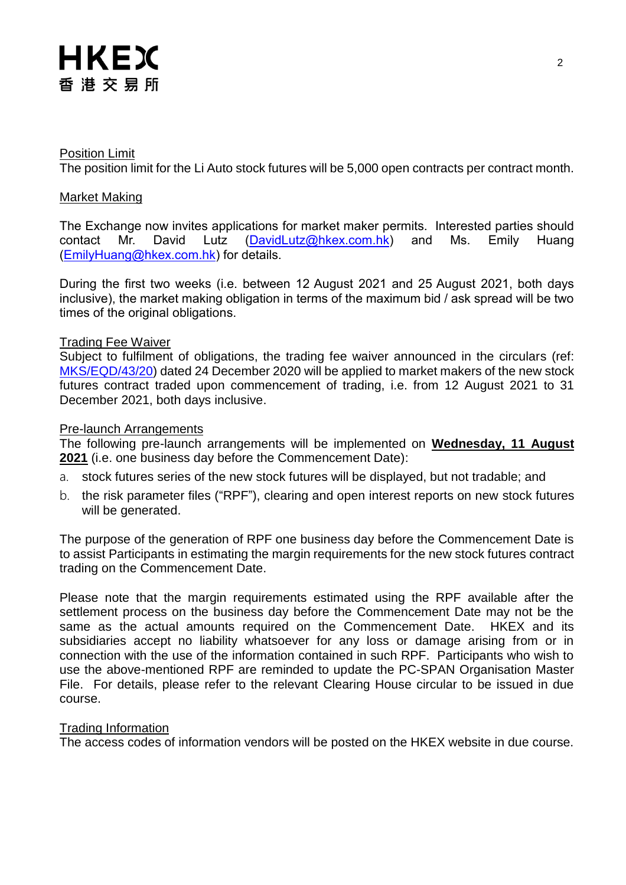Position Limit

The position limit for the Li Auto stock futures will be 5,000 open contracts per contract month.

Market Making

The Exchange now invites applications for market maker permits. Interested parties should contact Mr. David Lutz (DavidLutz@hkex.com.hk) and Ms. Emily Huang (EmilyHuang@hkex.com.hk) for details.

During the first two weeks (i.e. between 12 August 2021 and 25 August 2021, both days inclusive), the market making obligation in terms of the maximum bid / ask spread will be two times of the original obligations.

Trading Fee Waiver

Subject to fulfilment of obligations, the trading fee waiver announced in the circulars (ref: MKS/EQD/43/20) dated 24 December 2020 will be applied to market makers of the new stock futures contract traded upon commencement of trading, i.e. from 12 August 2021 to 31 December 2021, both days inclusive.

Pre-launch Arrangements

The following pre-launch arrangements will be implemented on **Wednesday, 11 August 2021** (i.e. one business day before the Commencement Date):

a. stock futures series of the new stock futures will be displayed, but not tradable; and
b. the risk parameter files ("RPF"), clearing and open interest reports on new stock futures will be generated.

The purpose of the generation of RPF one business day before the Commencement Date is to assist Participants in estimating the margin requirements for the new stock futures contract trading on the Commencement Date.

Please note that the margin requirements estimated using the RPF available after the settlement process on the business day before the Commencement Date may not be the same as the actual amounts required on the Commencement Date. HKEX and its subsidiaries accept no liability whatsoever for any loss or damage arising from or in connection with the use of the information contained in such RPF. Participants who wish to use the above-mentioned RPF are reminded to update the PC-SPAN Organisation Master File. For details, please refer to the relevant Clearing House circular to be issued in due course.

Trading Information

The access codes of information vendors will be posted on the HKEX website in due course.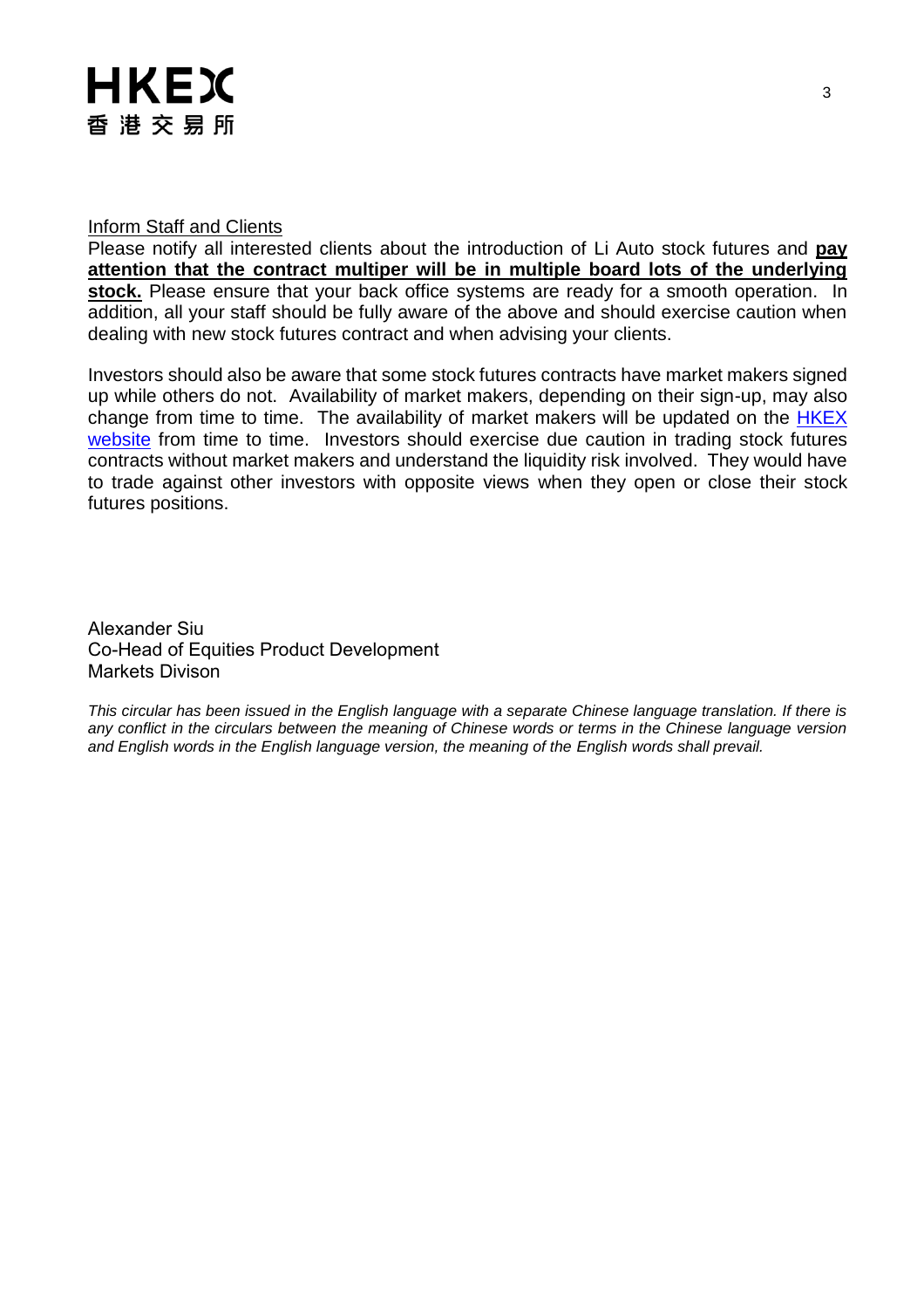Inform Staff and Clients

Please notify all interested clients about the introduction of Li Auto stock futures and **pay attention that the contract multiper will be in multiple board lots of the underlying stock.** Please ensure that your back office systems are ready for a smooth operation. In addition, all your staff should be fully aware of the above and should exercise caution when dealing with new stock futures contract and when advising your clients.

Investors should also be aware that some stock futures contracts have market makers signed up while others do not. Availability of market makers, depending on their sign-up, may also change from time to time. The availability of market makers will be updated on the HKEX website from time to time. Investors should exercise due caution in trading stock futures contracts without market makers and understand the liquidity risk involved. They would have to trade against other investors with opposite views when they open or close their stock futures positions.

Alexander Siu
Co-Head of Equities Product Development
Markets Divison

*This circular has been issued in the English language with a separate Chinese language translation. If there is any conflict in the circulars between the meaning of Chinese words or terms in the Chinese language version and English words in the English language version, the meaning of the English words shall prevail.*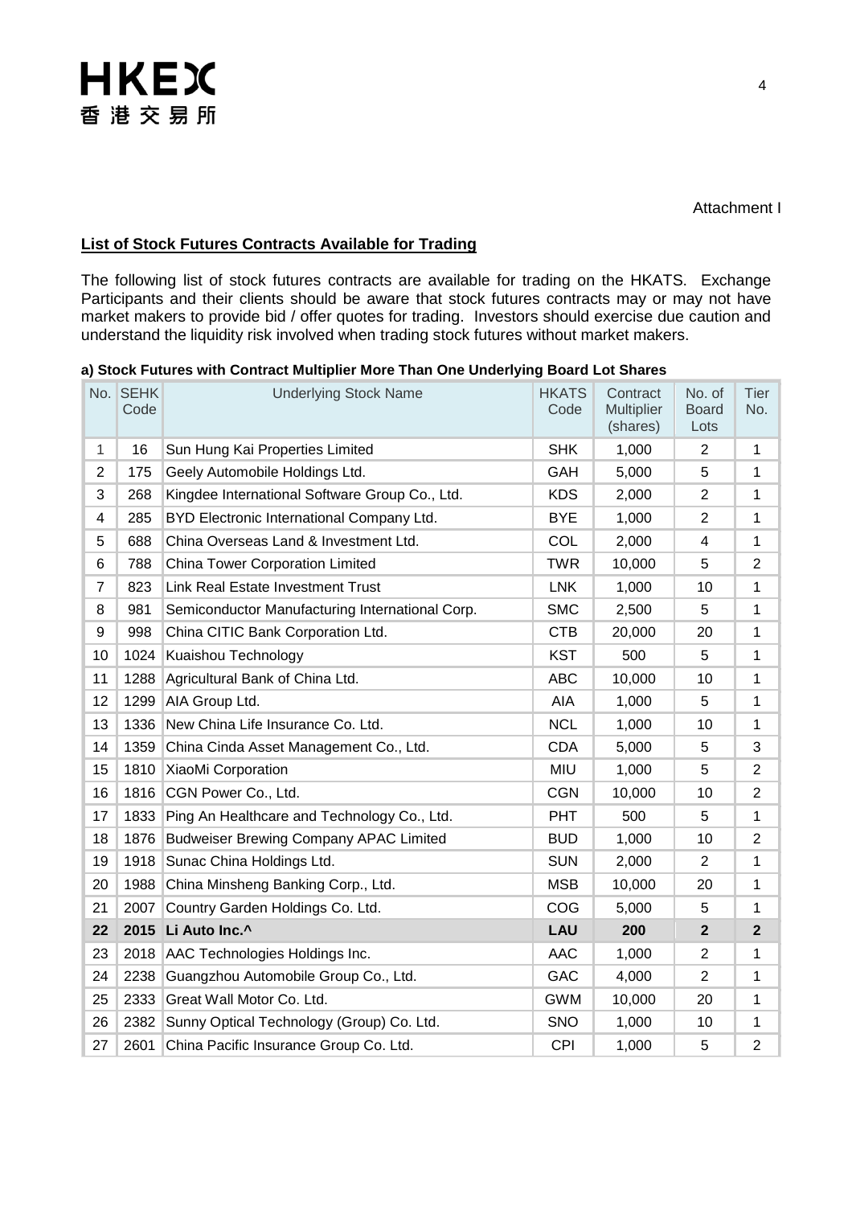Attachment I

**List of Stock Futures Contracts Available for Trading**

The following list of stock futures contracts are available for trading on the HKATS. Exchange Participants and their clients should be aware that stock futures contracts may or may not have market makers to provide bid / offer quotes for trading. Investors should exercise due caution and understand the liquidity risk involved when trading stock futures without market makers.

**a) Stock Futures with Contract Multiplier More Than One Underlying Board Lot Shares**

| No. | SEHK Code | Underlying Stock Name | HKATS Code | Contract Multiplier (shares) | No. of Board Lots | Tier No. |
|---|---|---|---|---|---|---|
| 1 | 16 | Sun Hung Kai Properties Limited | SHK | 1,000 | 2 | 1 |
| 2 | 175 | Geely Automobile Holdings Ltd. | GAH | 5,000 | 5 | 1 |
| 3 | 268 | Kingdee International Software Group Co., Ltd. | KDS | 2,000 | 2 | 1 |
| 4 | 285 | BYD Electronic International Company Ltd. | BYE | 1,000 | 2 | 1 |
| 5 | 688 | China Overseas Land & Investment Ltd. | COL | 2,000 | 4 | 1 |
| 6 | 788 | China Tower Corporation Limited | TWR | 10,000 | 5 | 2 |
| 7 | 823 | Link Real Estate Investment Trust | LNK | 1,000 | 10 | 1 |
| 8 | 981 | Semiconductor Manufacturing International Corp. | SMC | 2,500 | 5 | 1 |
| 9 | 998 | China CITIC Bank Corporation Ltd. | CTB | 20,000 | 20 | 1 |
| 10 | 1024 | Kuaishou Technology | KST | 500 | 5 | 1 |
| 11 | 1288 | Agricultural Bank of China Ltd. | ABC | 10,000 | 10 | 1 |
| 12 | 1299 | AIA Group Ltd. | AIA | 1,000 | 5 | 1 |
| 13 | 1336 | New China Life Insurance Co. Ltd. | NCL | 1,000 | 10 | 1 |
| 14 | 1359 | China Cinda Asset Management Co., Ltd. | CDA | 5,000 | 5 | 3 |
| 15 | 1810 | XiaoMi Corporation | MIU | 1,000 | 5 | 2 |
| 16 | 1816 | CGN Power Co., Ltd. | CGN | 10,000 | 10 | 2 |
| 17 | 1833 | Ping An Healthcare and Technology Co., Ltd. | PHT | 500 | 5 | 1 |
| 18 | 1876 | Budweiser Brewing Company APAC Limited | BUD | 1,000 | 10 | 2 |
| 19 | 1918 | Sunac China Holdings Ltd. | SUN | 2,000 | 2 | 1 |
| 20 | 1988 | China Minsheng Banking Corp., Ltd. | MSB | 10,000 | 20 | 1 |
| 21 | 2007 | Country Garden Holdings Co. Ltd. | COG | 5,000 | 5 | 1 |
| **22** | **2015** | **Li Auto Inc.^** | **LAU** | **200** | **2** | **2** |
| 23 | 2018 | AAC Technologies Holdings Inc. | AAC | 1,000 | 2 | 1 |
| 24 | 2238 | Guangzhou Automobile Group Co., Ltd. | GAC | 4,000 | 2 | 1 |
| 25 | 2333 | Great Wall Motor Co. Ltd. | GWM | 10,000 | 20 | 1 |
| 26 | 2382 | Sunny Optical Technology (Group) Co. Ltd. | SNO | 1,000 | 10 | 1 |
| 27 | 2601 | China Pacific Insurance Group Co. Ltd. | CPI | 1,000 | 5 | 2 |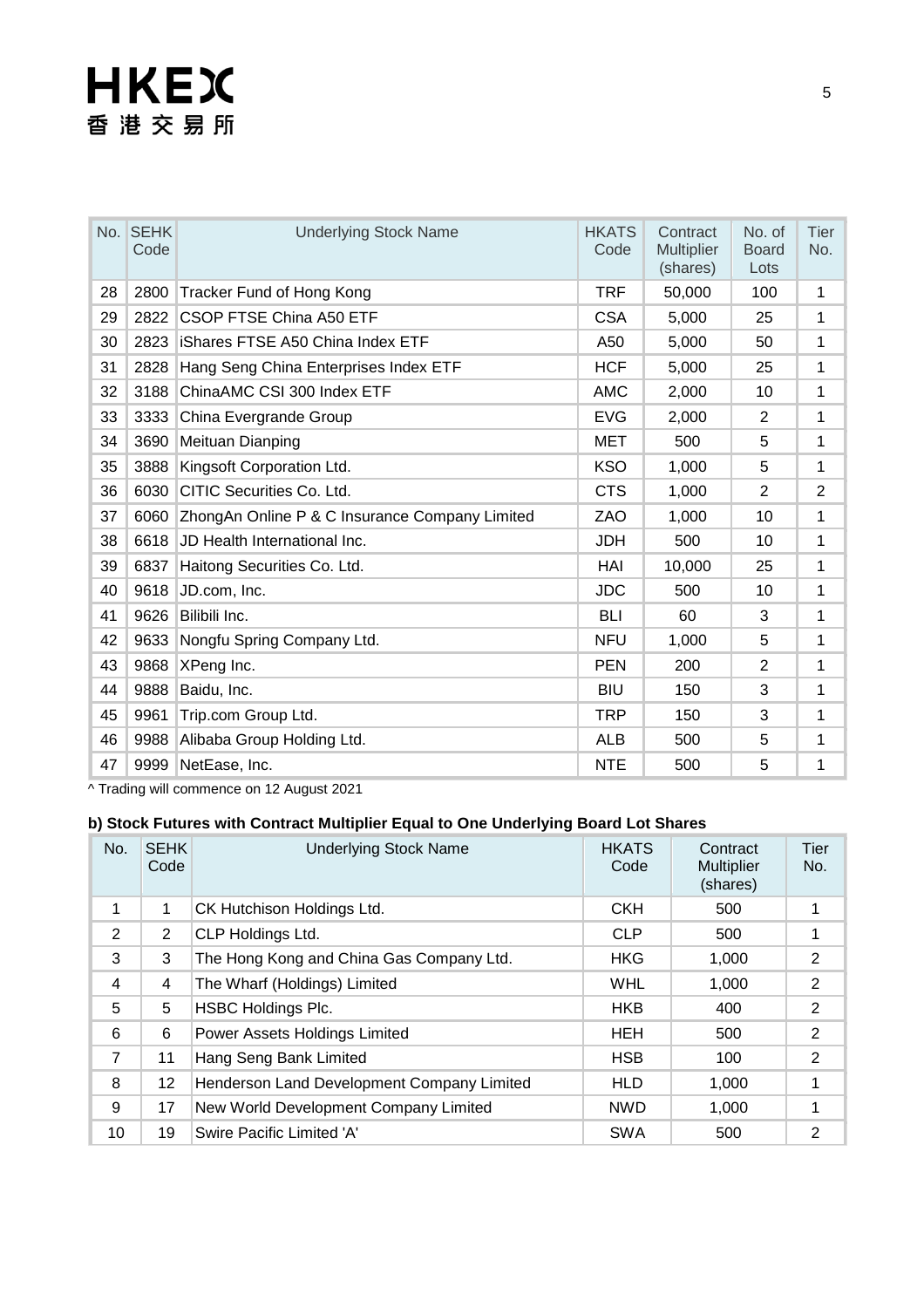| No. | SEHK Code | Underlying Stock Name | HKATS Code | Contract Multiplier (shares) | No. of Board Lots | Tier No. |
|---|---|---|---|---|---|---|
| 28 | 2800 | Tracker Fund of Hong Kong | TRF | 50,000 | 100 | 1 |
| 29 | 2822 | CSOP FTSE China A50 ETF | CSA | 5,000 | 25 | 1 |
| 30 | 2823 | iShares FTSE A50 China Index ETF | A50 | 5,000 | 50 | 1 |
| 31 | 2828 | Hang Seng China Enterprises Index ETF | HCF | 5,000 | 25 | 1 |
| 32 | 3188 | ChinaAMC CSI 300 Index ETF | AMC | 2,000 | 10 | 1 |
| 33 | 3333 | China Evergrande Group | EVG | 2,000 | 2 | 1 |
| 34 | 3690 | Meituan Dianping | MET | 500 | 5 | 1 |
| 35 | 3888 | Kingsoft Corporation Ltd. | KSO | 1,000 | 5 | 1 |
| 36 | 6030 | CITIC Securities Co. Ltd. | CTS | 1,000 | 2 | 2 |
| 37 | 6060 | ZhongAn Online P & C Insurance Company Limited | ZAO | 1,000 | 10 | 1 |
| 38 | 6618 | JD Health International Inc. | JDH | 500 | 10 | 1 |
| 39 | 6837 | Haitong Securities Co. Ltd. | HAI | 10,000 | 25 | 1 |
| 40 | 9618 | JD.com, Inc. | JDC | 500 | 10 | 1 |
| 41 | 9626 | Bilibili Inc. | BLI | 60 | 3 | 1 |
| 42 | 9633 | Nongfu Spring Company Ltd. | NFU | 1,000 | 5 | 1 |
| 43 | 9868 | XPeng Inc. | PEN | 200 | 2 | 1 |
| 44 | 9888 | Baidu, Inc. | BIU | 150 | 3 | 1 |
| 45 | 9961 | Trip.com Group Ltd. | TRP | 150 | 3 | 1 |
| 46 | 9988 | Alibaba Group Holding Ltd. | ALB | 500 | 5 | 1 |
| 47 | 9999 | NetEase, Inc. | NTE | 500 | 5 | 1 |

^ Trading will commence on 12 August 2021

**b) Stock Futures with Contract Multiplier Equal to One Underlying Board Lot Shares**

| No. | SEHK Code | Underlying Stock Name | HKATS Code | Contract Multiplier (shares) | Tier No. |
|---|---|---|---|---|---|
| 1 | 1 | CK Hutchison Holdings Ltd. | CKH | 500 | 1 |
| 2 | 2 | CLP Holdings Ltd. | CLP | 500 | 1 |
| 3 | 3 | The Hong Kong and China Gas Company Ltd. | HKG | 1,000 | 2 |
| 4 | 4 | The Wharf (Holdings) Limited | WHL | 1,000 | 2 |
| 5 | 5 | HSBC Holdings Plc. | HKB | 400 | 2 |
| 6 | 6 | Power Assets Holdings Limited | HEH | 500 | 2 |
| 7 | 11 | Hang Seng Bank Limited | HSB | 100 | 2 |
| 8 | 12 | Henderson Land Development Company Limited | HLD | 1,000 | 1 |
| 9 | 17 | New World Development Company Limited | NWD | 1,000 | 1 |
| 10 | 19 | Swire Pacific Limited 'A' | SWA | 500 | 2 |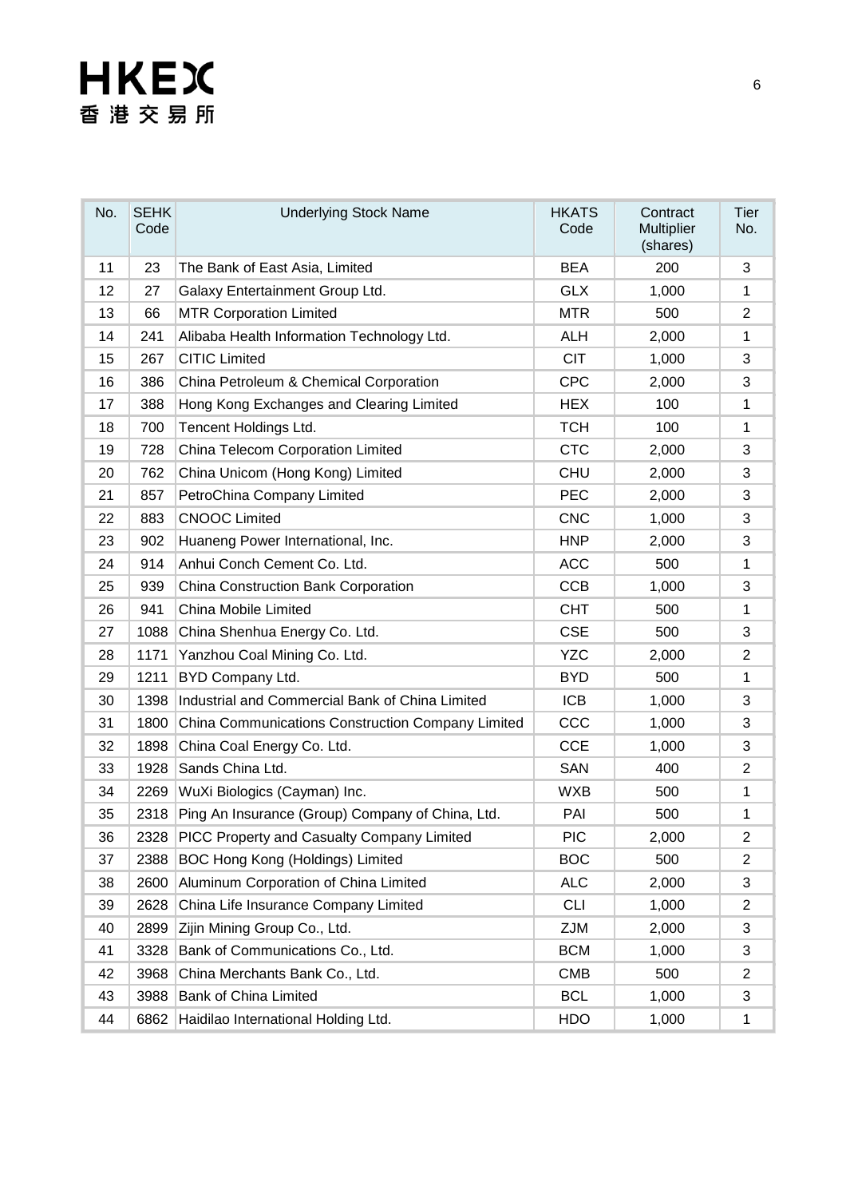| No. | SEHK Code | Underlying Stock Name | HKATS Code | Contract Multiplier (shares) | Tier No. |
|---|---|---|---|---|---|
| 11 | 23 | The Bank of East Asia, Limited | BEA | 200 | 3 |
| 12 | 27 | Galaxy Entertainment Group Ltd. | GLX | 1,000 | 1 |
| 13 | 66 | MTR Corporation Limited | MTR | 500 | 2 |
| 14 | 241 | Alibaba Health Information Technology Ltd. | ALH | 2,000 | 1 |
| 15 | 267 | CITIC Limited | CIT | 1,000 | 3 |
| 16 | 386 | China Petroleum & Chemical Corporation | CPC | 2,000 | 3 |
| 17 | 388 | Hong Kong Exchanges and Clearing Limited | HEX | 100 | 1 |
| 18 | 700 | Tencent Holdings Ltd. | TCH | 100 | 1 |
| 19 | 728 | China Telecom Corporation Limited | CTC | 2,000 | 3 |
| 20 | 762 | China Unicom (Hong Kong) Limited | CHU | 2,000 | 3 |
| 21 | 857 | PetroChina Company Limited | PEC | 2,000 | 3 |
| 22 | 883 | CNOOC Limited | CNC | 1,000 | 3 |
| 23 | 902 | Huaneng Power International, Inc. | HNP | 2,000 | 3 |
| 24 | 914 | Anhui Conch Cement Co. Ltd. | ACC | 500 | 1 |
| 25 | 939 | China Construction Bank Corporation | CCB | 1,000 | 3 |
| 26 | 941 | China Mobile Limited | CHT | 500 | 1 |
| 27 | 1088 | China Shenhua Energy Co. Ltd. | CSE | 500 | 3 |
| 28 | 1171 | Yanzhou Coal Mining Co. Ltd. | YZC | 2,000 | 2 |
| 29 | 1211 | BYD Company Ltd. | BYD | 500 | 1 |
| 30 | 1398 | Industrial and Commercial Bank of China Limited | ICB | 1,000 | 3 |
| 31 | 1800 | China Communications Construction Company Limited | CCC | 1,000 | 3 |
| 32 | 1898 | China Coal Energy Co. Ltd. | CCE | 1,000 | 3 |
| 33 | 1928 | Sands China Ltd. | SAN | 400 | 2 |
| 34 | 2269 | WuXi Biologics (Cayman) Inc. | WXB | 500 | 1 |
| 35 | 2318 | Ping An Insurance (Group) Company of China, Ltd. | PAI | 500 | 1 |
| 36 | 2328 | PICC Property and Casualty Company Limited | PIC | 2,000 | 2 |
| 37 | 2388 | BOC Hong Kong (Holdings) Limited | BOC | 500 | 2 |
| 38 | 2600 | Aluminum Corporation of China Limited | ALC | 2,000 | 3 |
| 39 | 2628 | China Life Insurance Company Limited | CLI | 1,000 | 2 |
| 40 | 2899 | Zijin Mining Group Co., Ltd. | ZJM | 2,000 | 3 |
| 41 | 3328 | Bank of Communications Co., Ltd. | BCM | 1,000 | 3 |
| 42 | 3968 | China Merchants Bank Co., Ltd. | CMB | 500 | 2 |
| 43 | 3988 | Bank of China Limited | BCL | 1,000 | 3 |
| 44 | 6862 | Haidilao International Holding Ltd. | HDO | 1,000 | 1 |